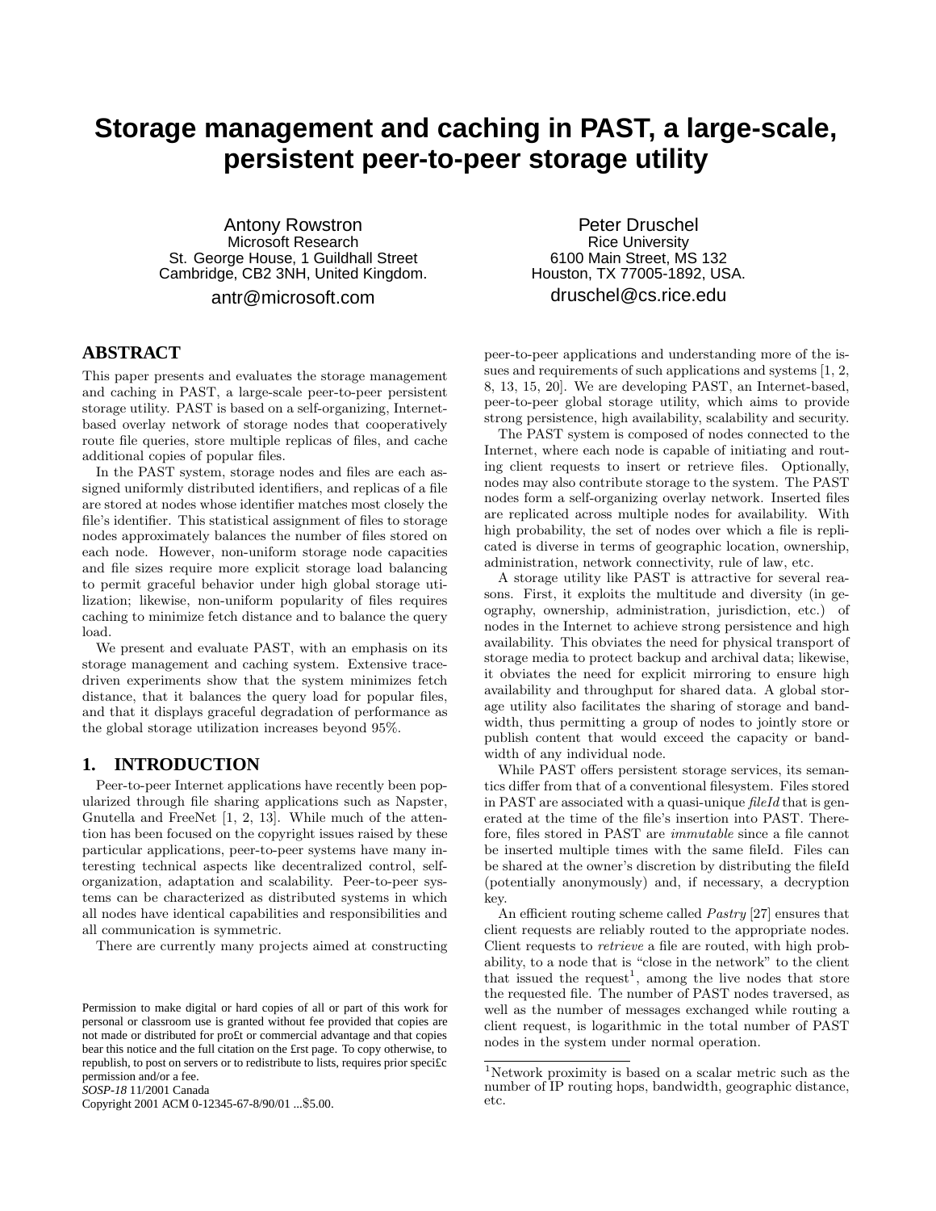# Storage management and caching in PAST, a large-scale, persistent peer-to-peer storage utility

Antony Rowstron
Microsoft Research
St. George House, 1 Guildhall Street
Cambridge, CB2 3NH, United Kingdom.
antr@microsoft.com

Peter Druschel
Rice University
6100 Main Street, MS 132
Houston, TX 77005-1892, USA.
druschel@cs.rice.edu

## ABSTRACT

This paper presents and evaluates the storage management and caching in PAST, a large-scale peer-to-peer persistent storage utility. PAST is based on a self-organizing, Internet-based overlay network of storage nodes that cooperatively route file queries, store multiple replicas of files, and cache additional copies of popular files.

In the PAST system, storage nodes and files are each assigned uniformly distributed identifiers, and replicas of a file are stored at nodes whose identifier matches most closely the file's identifier. This statistical assignment of files to storage nodes approximately balances the number of files stored on each node. However, non-uniform storage node capacities and file sizes require more explicit storage load balancing to permit graceful behavior under high global storage utilization; likewise, non-uniform popularity of files requires caching to minimize fetch distance and to balance the query load.

We present and evaluate PAST, with an emphasis on its storage management and caching system. Extensive trace-driven experiments show that the system minimizes fetch distance, that it balances the query load for popular files, and that it displays graceful degradation of performance as the global storage utilization increases beyond 95%.

## 1. INTRODUCTION

Peer-to-peer Internet applications have recently been popularized through file sharing applications such as Napster, Gnutella and FreeNet [1, 2, 13]. While much of the attention has been focused on the copyright issues raised by these particular applications, peer-to-peer systems have many interesting technical aspects like decentralized control, self-organization, adaptation and scalability. Peer-to-peer systems can be characterized as distributed systems in which all nodes have identical capabilities and responsibilities and all communication is symmetric.

There are currently many projects aimed at constructing peer-to-peer applications and understanding more of the issues and requirements of such applications and systems [1, 2, 8, 13, 15, 20]. We are developing PAST, an Internet-based, peer-to-peer global storage utility, which aims to provide strong persistence, high availability, scalability and security.

The PAST system is composed of nodes connected to the Internet, where each node is capable of initiating and routing client requests to insert or retrieve files. Optionally, nodes may also contribute storage to the system. The PAST nodes form a self-organizing overlay network. Inserted files are replicated across multiple nodes for availability. With high probability, the set of nodes over which a file is replicated is diverse in terms of geographic location, ownership, administration, network connectivity, rule of law, etc.

A storage utility like PAST is attractive for several reasons. First, it exploits the multitude and diversity (in geography, ownership, administration, jurisdiction, etc.) of nodes in the Internet to achieve strong persistence and high availability. This obviates the need for physical transport of storage media to protect backup and archival data; likewise, it obviates the need for explicit mirroring to ensure high availability and throughput for shared data. A global storage utility also facilitates the sharing of storage and bandwidth, thus permitting a group of nodes to jointly store or publish content that would exceed the capacity or bandwidth of any individual node.

While PAST offers persistent storage services, its semantics differ from that of a conventional filesystem. Files stored in PAST are associated with a quasi-unique *fileId* that is generated at the time of the file's insertion into PAST. Therefore, files stored in PAST are *immutable* since a file cannot be inserted multiple times with the same fileId. Files can be shared at the owner's discretion by distributing the fileId (potentially anonymously) and, if necessary, a decryption key.

An efficient routing scheme called *Pastry* [27] ensures that client requests are reliably routed to the appropriate nodes. Client requests to *retrieve* a file are routed, with high probability, to a node that is "close in the network" to the client that issued the request[1], among the live nodes that store the requested file. The number of PAST nodes traversed, as well as the number of messages exchanged while routing a client request, is logarithmic in the total number of PAST nodes in the system under normal operation.

[1]Network proximity is based on a scalar metric such as the number of IP routing hops, bandwidth, geographic distance, etc.

Permission to make digital or hard copies of all or part of this work for personal or classroom use is granted without fee provided that copies are not made or distributed for profit or commercial advantage and that copies bear this notice and the full citation on the first page. To copy otherwise, to republish, to post on servers or to redistribute to lists, requires prior specific permission and/or a fee.
*SOSP-18* 11/2001 Canada
Copyright 2001 ACM 0-12345-67-8/90/01 ...$5.00.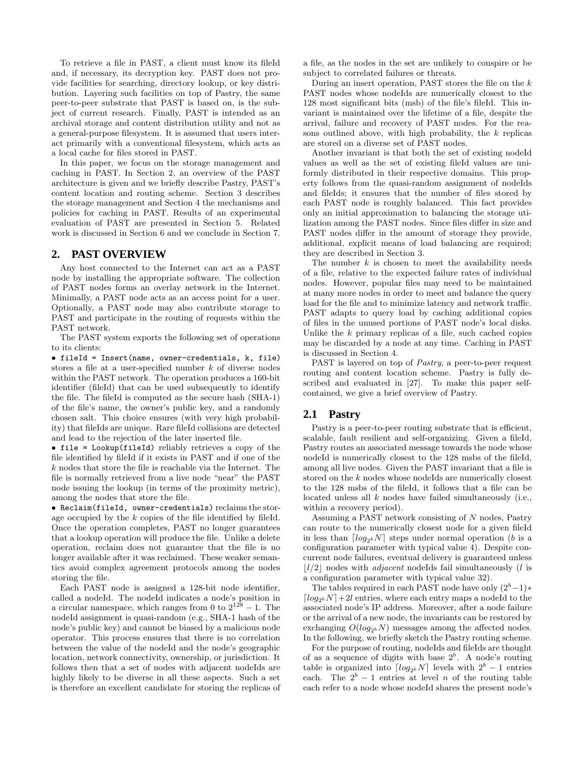To retrieve a file in PAST, a client must know its fileId and, if necessary, its decryption key. PAST does not provide facilities for searching, directory lookup, or key distribution. Layering such facilities on top of Pastry, the same peer-to-peer substrate that PAST is based on, is the subject of current research. Finally, PAST is intended as an archival storage and content distribution utility and not as a general-purpose filesystem. It is assumed that users interact primarily with a conventional filesystem, which acts as a local cache for files stored in PAST.

In this paper, we focus on the storage management and caching in PAST. In Section 2, an overview of the PAST architecture is given and we briefly describe Pastry, PAST's content location and routing scheme. Section 3 describes the storage management and Section 4 the mechanisms and policies for caching in PAST. Results of an experimental evaluation of PAST are presented in Section 5. Related work is discussed in Section 6 and we conclude in Section 7.

## 2. PAST OVERVIEW

Any host connected to the Internet can act as a PAST node by installing the appropriate software. The collection of PAST nodes forms an overlay network in the Internet. Minimally, a PAST node acts as an access point for a user. Optionally, a PAST node may also contribute storage to PAST and participate in the routing of requests within the PAST network.

The PAST system exports the following set of operations to its clients:

• `fileId = Insert(name, owner-credentials, k, file)` stores a file at a user-specified number $k$ of diverse nodes within the PAST network. The operation produces a 160-bit identifier (fileId) that can be used subsequently to identify the file. The fileId is computed as the secure hash (SHA-1) of the file's name, the owner's public key, and a randomly chosen salt. This choice ensures (with very high probability) that fileIds are unique. Rare fileId collisions are detected and lead to the rejection of the later inserted file.

• `file = Lookup(fileId)` reliably retrieves a copy of the file identified by fileId if it exists in PAST and if one of the $k$ nodes that store the file is reachable via the Internet. The file is normally retrieved from a live node "near" the PAST node issuing the lookup (in terms of the proximity metric), among the nodes that store the file.

• `Reclaim(fileId, owner-credentials)` reclaims the storage occupied by the $k$ copies of the file identified by fileId. Once the operation completes, PAST no longer guarantees that a lookup operation will produce the file. Unlike a delete operation, reclaim does not guarantee that the file is no longer available after it was reclaimed. These weaker semantics avoid complex agreement protocols among the nodes storing the file.

Each PAST node is assigned a 128-bit node identifier, called a nodeId. The nodeId indicates a node's position in a circular namespace, which ranges from 0 to $2^{128} - 1$. The nodeId assignment is quasi-random (e.g., SHA-1 hash of the node's public key) and cannot be biased by a malicious node operator. This process ensures that there is no correlation between the value of the nodeId and the node's geographic location, network connectivity, ownership, or jurisdiction. It follows then that a set of nodes with adjacent nodeIds are highly likely to be diverse in all these aspects. Such a set is therefore an excellent candidate for storing the replicas of a file, as the nodes in the set are unlikely to conspire or be subject to correlated failures or threats.

During an insert operation, PAST stores the file on the $k$ PAST nodes whose nodeIds are numerically closest to the 128 most significant bits (msb) of the file's fileId. This invariant is maintained over the lifetime of a file, despite the arrival, failure and recovery of PAST nodes. For the reasons outlined above, with high probability, the $k$ replicas are stored on a diverse set of PAST nodes.

Another invariant is that both the set of existing nodeId values as well as the set of existing fileId values are uniformly distributed in their respective domains. This property follows from the quasi-random assignment of nodeIds and fileIds; it ensures that the number of files stored by each PAST node is roughly balanced. This fact provides only an initial approximation to balancing the storage utilization among the PAST nodes. Since files differ in size and PAST nodes differ in the amount of storage they provide, additional, explicit means of load balancing are required; they are described in Section 3.

The number $k$ is chosen to meet the availability needs of a file, relative to the expected failure rates of individual nodes. However, popular files may need to be maintained at many more nodes in order to meet and balance the query load for the file and to minimize latency and network traffic. PAST adapts to query load by caching additional copies of files in the unused portions of PAST node's local disks. Unlike the $k$ primary replicas of a file, such cached copies may be discarded by a node at any time. Caching in PAST is discussed in Section 4.

PAST is layered on top of *Pastry*, a peer-to-peer request routing and content location scheme. Pastry is fully described and evaluated in [27]. To make this paper self-contained, we give a brief overview of Pastry.

### 2.1 Pastry

Pastry is a peer-to-peer routing substrate that is efficient, scalable, fault resilient and self-organizing. Given a fileId, Pastry routes an associated message towards the node whose nodeId is numerically closest to the 128 msbs of the fileId, among all live nodes. Given the PAST invariant that a file is stored on the $k$ nodes whose nodeIds are numerically closest to the 128 msbs of the fileId, it follows that a file can be located unless all $k$ nodes have failed simultaneously (i.e., within a recovery period).

Assuming a PAST network consisting of $N$ nodes, Pastry can route to the numerically closest node for a given fileId in less than $\lceil log_{2^b} N \rceil$ steps under normal operation ($b$ is a configuration parameter with typical value 4). Despite concurrent node failures, eventual delivery is guaranteed unless $\lfloor l/2 \rfloor$ nodes with *adjacent* nodeIds fail simultaneously ($l$ is a configuration parameter with typical value 32).

The tables required in each PAST node have only $(2^b - 1) * \lceil log_{2^b} N \rceil + 2l$ entries, where each entry maps a nodeId to the associated node's IP address. Moreover, after a node failure or the arrival of a new node, the invariants can be restored by exchanging $O(log_{2^b} N)$ messages among the affected nodes. In the following, we briefly sketch the Pastry routing scheme.

For the purpose of routing, nodeIds and fileIds are thought of as a sequence of digits with base $2^b$. A node's routing table is organized into $\lceil log_{2^b} N \rceil$ levels with $2^b - 1$ entries each. The $2^b - 1$ entries at level $n$ of the routing table each refer to a node whose nodeId shares the present node's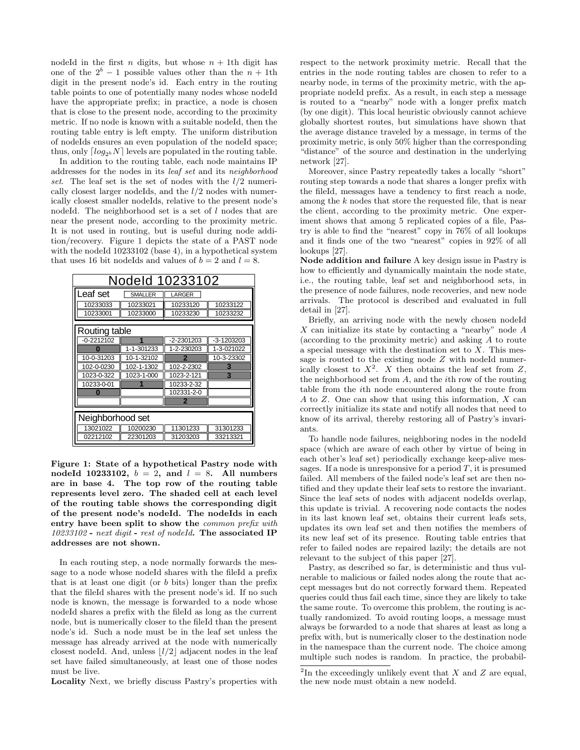nodeId in the first $n$ digits, but whose $n+1$th digit has one of the $2^b - 1$ possible values other than the $n+1$th digit in the present node's id. Each entry in the routing table points to one of potentially many nodes whose nodeId have the appropriate prefix; in practice, a node is chosen that is close to the present node, according to the proximity metric. If no node is known with a suitable nodeId, then the routing table entry is left empty. The uniform distribution of nodeIds ensures an even population of the nodeId space; thus, only $\lceil log_{2^b} N \rceil$ levels are populated in the routing table.

In addition to the routing table, each node maintains IP addresses for the nodes in its *leaf set* and its *neighborhood set*. The leaf set is the set of nodes with the $l/2$ numerically closest larger nodeIds, and the $l/2$ nodes with numerically closest smaller nodeIds, relative to the present node's nodeId. The neighborhood set is a set of $l$ nodes that are near the present node, according to the proximity metric. It is not used in routing, but is useful during node addition/recovery. Figure 1 depicts the state of a PAST node with the nodeId 10233102 (base 4), in a hypothetical system that uses 16 bit nodeIds and values of $b = 2$ and $l = 8$.

**NodeId 10233102**

**Leaf set**

| SMALLER | | LARGER | |
|---|---|---|---|
| 10233033 | 10233021 | 10233120 | 10233122 |
| 10233001 | 10233000 | 10233230 | 10233232 |

**Routing table**

| | | | |
|---|---|---|---|
| -0-2212102 | **1** | -2-2301203 | -3-1203203 |
| **0** | 1-1-301233 | 1-2-230203 | 1-3-021022 |
| 10-0-31203 | 10-1-32102 | **2** | 10-3-23302 |
| 102-0-0230 | 102-1-1302 | 102-2-2302 | **3** |
| 1023-0-322 | 1023-1-000 | 1023-2-121 | **3** |
| 10233-0-01 | **1** | 10233-2-32 | |
| **0** | | 102331-2-0 | |
| | | **2** | |

**Neighborhood set**

| | | | |
|---|---|---|---|
| 13021022 | 10200230 | 11301233 | 31301233 |
| 02212102 | 22301203 | 31203203 | 33213321 |

**Figure 1: State of a hypothetical Pastry node with nodeId 10233102, $b = 2$, and $l = 8$. All numbers are in base 4. The top row of the routing table represents level zero. The shaded cell at each level of the routing table shows the corresponding digit of the present node's nodeId. The nodeIds in each entry have been split to show the** *common prefix with 10233102* **-** *next digit* **-** *rest of nodeId*. **The associated IP addresses are not shown.**

In each routing step, a node normally forwards the message to a node whose nodeId shares with the fileId a prefix that is at least one digit (or $b$ bits) longer than the prefix that the fileId shares with the present node's id. If no such node is known, the message is forwarded to a node whose nodeId shares a prefix with the fileId as long as the current node, but is numerically closer to the fileId than the present node's id. Such a node must be in the leaf set unless the message has already arrived at the node with numerically closest nodeId. And, unless $\lfloor l/2 \rfloor$ adjacent nodes in the leaf set have failed simultaneously, at least one of those nodes must be live.

**Locality** Next, we briefly discuss Pastry's properties with respect to the network proximity metric. Recall that the entries in the node routing tables are chosen to refer to a nearby node, in terms of the proximity metric, with the appropriate nodeId prefix. As a result, in each step a message is routed to a "nearby" node with a longer prefix match (by one digit). This local heuristic obviously cannot achieve globally shortest routes, but simulations have shown that the average distance traveled by a message, in terms of the proximity metric, is only 50% higher than the corresponding "distance" of the source and destination in the underlying network [27].

Moreover, since Pastry repeatedly takes a locally "short" routing step towards a node that shares a longer prefix with the fileId, messages have a tendency to first reach a node, among the $k$ nodes that store the requested file, that is near the client, according to the proximity metric. One experiment shows that among 5 replicated copies of a file, Pastry is able to find the "nearest" copy in 76% of all lookups and it finds one of the two "nearest" copies in 92% of all lookups [27].

**Node addition and failure** A key design issue in Pastry is how to efficiently and dynamically maintain the node state, i.e., the routing table, leaf set and neighborhood sets, in the presence of node failures, node recoveries, and new node arrivals. The protocol is described and evaluated in full detail in [27].

Briefly, an arriving node with the newly chosen nodeId $X$ can initialize its state by contacting a "nearby" node $A$ (according to the proximity metric) and asking $A$ to route a special message with the destination set to $X$. This message is routed to the existing node $Z$ with nodeId numerically closest to $X$[2]. $X$ then obtains the leaf set from $Z$, the neighborhood set from $A$, and the $i$th row of the routing table from the $i$th node encountered along the route from $A$ to $Z$. One can show that using this information, $X$ can correctly initialize its state and notify all nodes that need to know of its arrival, thereby restoring all of Pastry's invariants.

To handle node failures, neighboring nodes in the nodeId space (which are aware of each other by virtue of being in each other's leaf set) periodically exchange keep-alive messages. If a node is unresponsive for a period $T$, it is presumed failed. All members of the failed node's leaf set are then notified and they update their leaf sets to restore the invariant. Since the leaf sets of nodes with adjacent nodeIds overlap, this update is trivial. A recovering node contacts the nodes in its last known leaf set, obtains their current leafs sets, updates its own leaf set and then notifies the members of its new leaf set of its presence. Routing table entries that refer to failed nodes are repaired lazily; the details are not relevant to the subject of this paper [27].

Pastry, as described so far, is deterministic and thus vulnerable to malicious or failed nodes along the route that accept messages but do not correctly forward them. Repeated queries could thus fail each time, since they are likely to take the same route. To overcome this problem, the routing is actually randomized. To avoid routing loops, a message must always be forwarded to a node that shares at least as long a prefix with, but is numerically closer to the destination node in the namespace than the current node. The choice among multiple such nodes is random. In practice, the probabil-

[2] In the exceedingly unlikely event that $X$ and $Z$ are equal, the new node must obtain a new nodeId.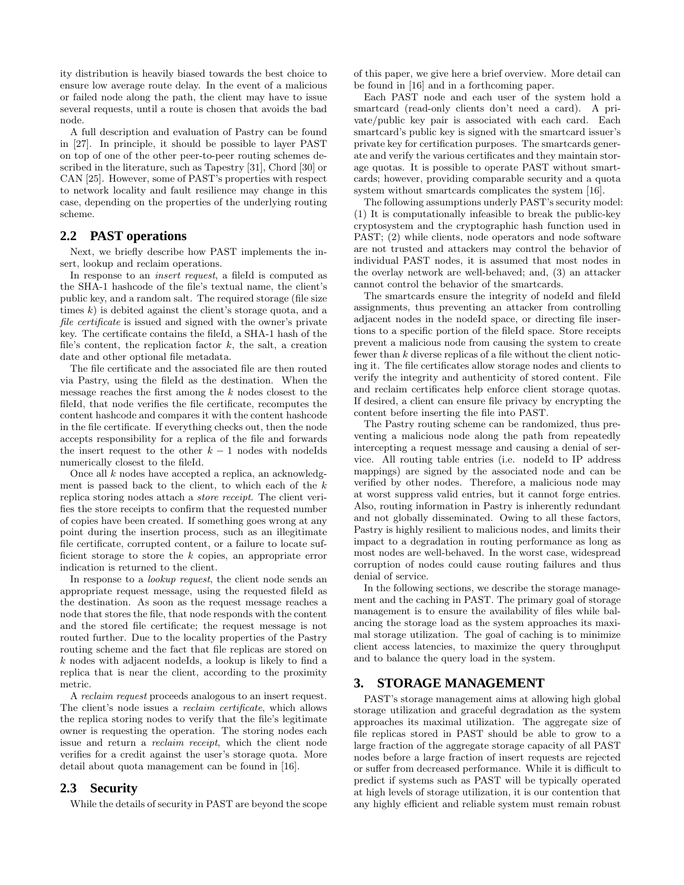ity distribution is heavily biased towards the best choice to ensure low average route delay. In the event of a malicious or failed node along the path, the client may have to issue several requests, until a route is chosen that avoids the bad node.

A full description and evaluation of Pastry can be found in [27]. In principle, it should be possible to layer PAST on top of one of the other peer-to-peer routing schemes described in the literature, such as Tapestry [31], Chord [30] or CAN [25]. However, some of PAST's properties with respect to network locality and fault resilience may change in this case, depending on the properties of the underlying routing scheme.

## 2.2 PAST operations

Next, we briefly describe how PAST implements the insert, lookup and reclaim operations.

In response to an *insert request*, a fileId is computed as the SHA-1 hashcode of the file's textual name, the client's public key, and a random salt. The required storage (file size times $k$) is debited against the client's storage quota, and a *file certificate* is issued and signed with the owner's private key. The certificate contains the fileId, a SHA-1 hash of the file's content, the replication factor $k$, the salt, a creation date and other optional file metadata.

The file certificate and the associated file are then routed via Pastry, using the fileId as the destination. When the message reaches the first among the $k$ nodes closest to the fileId, that node verifies the file certificate, recomputes the content hashcode and compares it with the content hashcode in the file certificate. If everything checks out, then the node accepts responsibility for a replica of the file and forwards the insert request to the other $k-1$ nodes with nodeIds numerically closest to the fileId.

Once all $k$ nodes have accepted a replica, an acknowledgment is passed back to the client, to which each of the $k$ replica storing nodes attach a *store receipt*. The client verifies the store receipts to confirm that the requested number of copies have been created. If something goes wrong at any point during the insertion process, such as an illegitimate file certificate, corrupted content, or a failure to locate sufficient storage to store the $k$ copies, an appropriate error indication is returned to the client.

In response to a *lookup request*, the client node sends an appropriate request message, using the requested fileId as the destination. As soon as the request message reaches a node that stores the file, that node responds with the content and the stored file certificate; the request message is not routed further. Due to the locality properties of the Pastry routing scheme and the fact that file replicas are stored on $k$ nodes with adjacent nodeIds, a lookup is likely to find a replica that is near the client, according to the proximity metric.

A *reclaim request* proceeds analogous to an insert request. The client's node issues a *reclaim certificate*, which allows the replica storing nodes to verify that the file's legitimate owner is requesting the operation. The storing nodes each issue and return a *reclaim receipt*, which the client node verifies for a credit against the user's storage quota. More detail about quota management can be found in [16].

## 2.3 Security

While the details of security in PAST are beyond the scope of this paper, we give here a brief overview. More detail can be found in [16] and in a forthcoming paper.

Each PAST node and each user of the system hold a smartcard (read-only clients don't need a card). A private/public key pair is associated with each card. Each smartcard's public key is signed with the smartcard issuer's private key for certification purposes. The smartcards generate and verify the various certificates and they maintain storage quotas. It is possible to operate PAST without smartcards; however, providing comparable security and a quota system without smartcards complicates the system [16].

The following assumptions underly PAST's security model: (1) It is computationally infeasible to break the public-key cryptosystem and the cryptographic hash function used in PAST; (2) while clients, node operators and node software are not trusted and attackers may control the behavior of individual PAST nodes, it is assumed that most nodes in the overlay network are well-behaved; and, (3) an attacker cannot control the behavior of the smartcards.

The smartcards ensure the integrity of nodeId and fileId assignments, thus preventing an attacker from controlling adjacent nodes in the nodeId space, or directing file insertions to a specific portion of the fileId space. Store receipts prevent a malicious node from causing the system to create fewer than $k$ diverse replicas of a file without the client noticing it. The file certificates allow storage nodes and clients to verify the integrity and authenticity of stored content. File and reclaim certificates help enforce client storage quotas. If desired, a client can ensure file privacy by encrypting the content before inserting the file into PAST.

The Pastry routing scheme can be randomized, thus preventing a malicious node along the path from repeatedly intercepting a request message and causing a denial of service. All routing table entries (i.e. nodeId to IP address mappings) are signed by the associated node and can be verified by other nodes. Therefore, a malicious node may at worst suppress valid entries, but it cannot forge entries. Also, routing information in Pastry is inherently redundant and not globally disseminated. Owing to all these factors, Pastry is highly resilient to malicious nodes, and limits their impact to a degradation in routing performance as long as most nodes are well-behaved. In the worst case, widespread corruption of nodes could cause routing failures and thus denial of service.

In the following sections, we describe the storage management and the caching in PAST. The primary goal of storage management is to ensure the availability of files while balancing the storage load as the system approaches its maximal storage utilization. The goal of caching is to minimize client access latencies, to maximize the query throughput and to balance the query load in the system.

# 3. STORAGE MANAGEMENT

PAST's storage management aims at allowing high global storage utilization and graceful degradation as the system approaches its maximal utilization. The aggregate size of file replicas stored in PAST should be able to grow to a large fraction of the aggregate storage capacity of all PAST nodes before a large fraction of insert requests are rejected or suffer from decreased performance. While it is difficult to predict if systems such as PAST will be typically operated at high levels of storage utilization, it is our contention that any highly efficient and reliable system must remain robust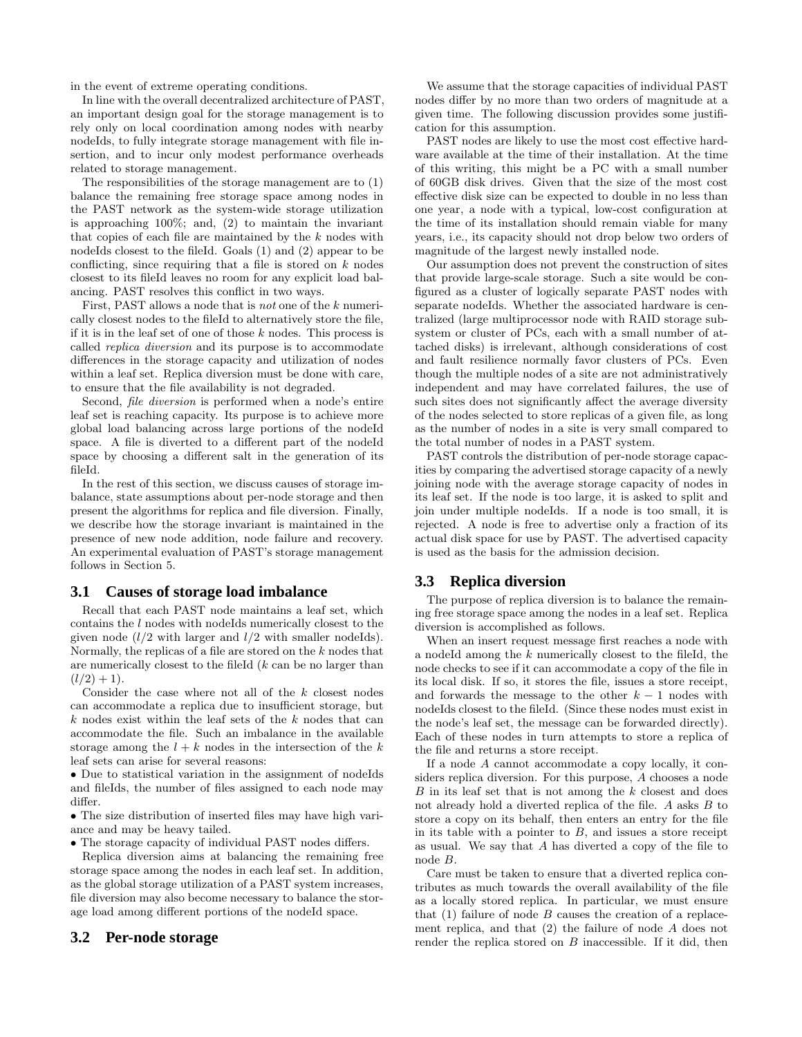in the event of extreme operating conditions.

In line with the overall decentralized architecture of PAST, an important design goal for the storage management is to rely only on local coordination among nodes with nearby nodeIds, to fully integrate storage management with file insertion, and to incur only modest performance overheads related to storage management.

The responsibilities of the storage management are to (1) balance the remaining free storage space among nodes in the PAST network as the system-wide storage utilization is approaching 100%; and, (2) to maintain the invariant that copies of each file are maintained by the $k$ nodes with nodeIds closest to the fileId. Goals (1) and (2) appear to be conflicting, since requiring that a file is stored on $k$ nodes closest to its fileId leaves no room for any explicit load balancing. PAST resolves this conflict in two ways.

First, PAST allows a node that is *not* one of the $k$ numerically closest nodes to the fileId to alternatively store the file, if it is in the leaf set of one of those $k$ nodes. This process is called *replica diversion* and its purpose is to accommodate differences in the storage capacity and utilization of nodes within a leaf set. Replica diversion must be done with care, to ensure that the file availability is not degraded.

Second, *file diversion* is performed when a node's entire leaf set is reaching capacity. Its purpose is to achieve more global load balancing across large portions of the nodeId space. A file is diverted to a different part of the nodeId space by choosing a different salt in the generation of its fileId.

In the rest of this section, we discuss causes of storage imbalance, state assumptions about per-node storage and then present the algorithms for replica and file diversion. Finally, we describe how the storage invariant is maintained in the presence of new node addition, node failure and recovery. An experimental evaluation of PAST's storage management follows in Section 5.

## 3.1 Causes of storage load imbalance

Recall that each PAST node maintains a leaf set, which contains the $l$ nodes with nodeIds numerically closest to the given node ($l/2$ with larger and $l/2$ with smaller nodeIds). Normally, the replicas of a file are stored on the $k$ nodes that are numerically closest to the fileId ($k$ can be no larger than $(l/2) + 1$).

Consider the case where not all of the $k$ closest nodes can accommodate a replica due to insufficient storage, but $k$ nodes exist within the leaf sets of the $k$ nodes that can accommodate the file. Such an imbalance in the available storage among the $l + k$ nodes in the intersection of the $k$ leaf sets can arise for several reasons:

- Due to statistical variation in the assignment of nodeIds and fileIds, the number of files assigned to each node may differ.
- The size distribution of inserted files may have high variance and may be heavy tailed.
- The storage capacity of individual PAST nodes differs.

Replica diversion aims at balancing the remaining free storage space among the nodes in each leaf set. In addition, as the global storage utilization of a PAST system increases, file diversion may also become necessary to balance the storage load among different portions of the nodeId space.

## 3.2 Per-node storage

We assume that the storage capacities of individual PAST nodes differ by no more than two orders of magnitude at a given time. The following discussion provides some justification for this assumption.

PAST nodes are likely to use the most cost effective hardware available at the time of their installation. At the time of this writing, this might be a PC with a small number of 60GB disk drives. Given that the size of the most cost effective disk size can be expected to double in no less than one year, a node with a typical, low-cost configuration at the time of its installation should remain viable for many years, i.e., its capacity should not drop below two orders of magnitude of the largest newly installed node.

Our assumption does not prevent the construction of sites that provide large-scale storage. Such a site would be configured as a cluster of logically separate PAST nodes with separate nodeIds. Whether the associated hardware is centralized (large multiprocessor node with RAID storage subsystem or cluster of PCs, each with a small number of attached disks) is irrelevant, although considerations of cost and fault resilience normally favor clusters of PCs. Even though the multiple nodes of a site are not administratively independent and may have correlated failures, the use of such sites does not significantly affect the average diversity of the nodes selected to store replicas of a given file, as long as the number of nodes in a site is very small compared to the total number of nodes in a PAST system.

PAST controls the distribution of per-node storage capacities by comparing the advertised storage capacity of a newly joining node with the average storage capacity of nodes in its leaf set. If the node is too large, it is asked to split and join under multiple nodeIds. If a node is too small, it is rejected. A node is free to advertise only a fraction of its actual disk space for use by PAST. The advertised capacity is used as the basis for the admission decision.

## 3.3 Replica diversion

The purpose of replica diversion is to balance the remaining free storage space among the nodes in a leaf set. Replica diversion is accomplished as follows.

When an insert request message first reaches a node with a nodeId among the $k$ numerically closest to the fileId, the node checks to see if it can accommodate a copy of the file in its local disk. If so, it stores the file, issues a store receipt, and forwards the message to the other $k - 1$ nodes with nodeIds closest to the fileId. (Since these nodes must exist in the node's leaf set, the message can be forwarded directly). Each of these nodes in turn attempts to store a replica of the file and returns a store receipt.

If a node $A$ cannot accommodate a copy locally, it considers replica diversion. For this purpose, $A$ chooses a node $B$ in its leaf set that is not among the $k$ closest and does not already hold a diverted replica of the file. $A$ asks $B$ to store a copy on its behalf, then enters an entry for the file in its table with a pointer to $B$, and issues a store receipt as usual. We say that $A$ has diverted a copy of the file to node $B$.

Care must be taken to ensure that a diverted replica contributes as much towards the overall availability of the file as a locally stored replica. In particular, we must ensure that (1) failure of node $B$ causes the creation of a replacement replica, and that (2) the failure of node $A$ does not render the replica stored on $B$ inaccessible. If it did, then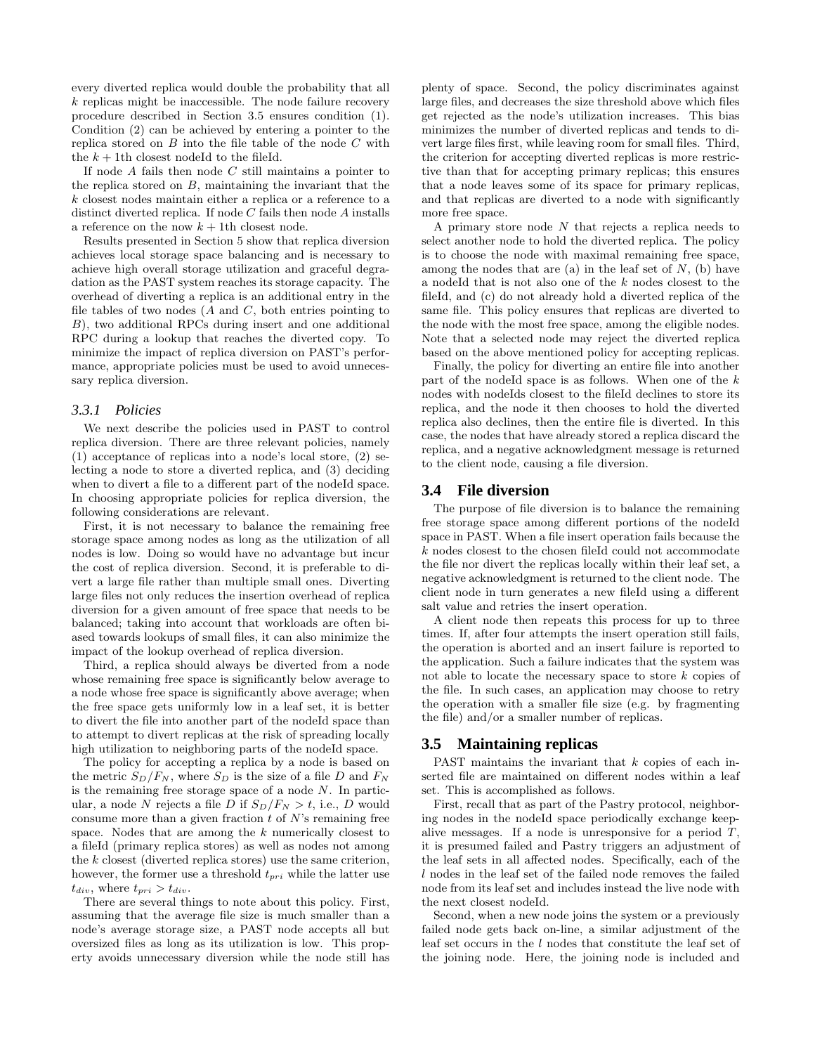every diverted replica would double the probability that all $k$ replicas might be inaccessible. The node failure recovery procedure described in Section 3.5 ensures condition (1). Condition (2) can be achieved by entering a pointer to the replica stored on $B$ into the file table of the node $C$ with the $k+1$th closest nodeId to the fileId.

If node $A$ fails then node $C$ still maintains a pointer to the replica stored on $B$, maintaining the invariant that the $k$ closest nodes maintain either a replica or a reference to a distinct diverted replica. If node $C$ fails then node $A$ installs a reference on the now $k+1$th closest node.

Results presented in Section 5 show that replica diversion achieves local storage space balancing and is necessary to achieve high overall storage utilization and graceful degradation as the PAST system reaches its storage capacity. The overhead of diverting a replica is an additional entry in the file tables of two nodes ($A$ and $C$, both entries pointing to $B$), two additional RPCs during insert and one additional RPC during a lookup that reaches the diverted copy. To minimize the impact of replica diversion on PAST's performance, appropriate policies must be used to avoid unnecessary replica diversion.

### 3.3.1 *Policies*

We next describe the policies used in PAST to control replica diversion. There are three relevant policies, namely (1) acceptance of replicas into a node's local store, (2) selecting a node to store a diverted replica, and (3) deciding when to divert a file to a different part of the nodeId space. In choosing appropriate policies for replica diversion, the following considerations are relevant.

First, it is not necessary to balance the remaining free storage space among nodes as long as the utilization of all nodes is low. Doing so would have no advantage but incur the cost of replica diversion. Second, it is preferable to divert a large file rather than multiple small ones. Diverting large files not only reduces the insertion overhead of replica diversion for a given amount of free space that needs to be balanced; taking into account that workloads are often biased towards lookups of small files, it can also minimize the impact of the lookup overhead of replica diversion.

Third, a replica should always be diverted from a node whose remaining free space is significantly below average to a node whose free space is significantly above average; when the free space gets uniformly low in a leaf set, it is better to divert the file into another part of the nodeId space than to attempt to divert replicas at the risk of spreading locally high utilization to neighboring parts of the nodeId space.

The policy for accepting a replica by a node is based on the metric $S_D/F_N$, where $S_D$ is the size of a file $D$ and $F_N$ is the remaining free storage space of a node $N$. In particular, a node $N$ rejects a file $D$ if $S_D/F_N > t$, i.e., $D$ would consume more than a given fraction $t$ of $N$'s remaining free space. Nodes that are among the $k$ numerically closest to a fileId (primary replica stores) as well as nodes not among the $k$ closest (diverted replica stores) use the same criterion, however, the former use a threshold $t_{pri}$ while the latter use $t_{div}$, where $t_{pri} > t_{div}$.

There are several things to note about this policy. First, assuming that the average file size is much smaller than a node's average storage size, a PAST node accepts all but oversized files as long as its utilization is low. This property avoids unnecessary diversion while the node still has plenty of space. Second, the policy discriminates against large files, and decreases the size threshold above which files get rejected as the node's utilization increases. This bias minimizes the number of diverted replicas and tends to divert large files first, while leaving room for small files. Third, the criterion for accepting diverted replicas is more restrictive than that for accepting primary replicas; this ensures that a node leaves some of its space for primary replicas, and that replicas are diverted to a node with significantly more free space.

A primary store node $N$ that rejects a replica needs to select another node to hold the diverted replica. The policy is to choose the node with maximal remaining free space, among the nodes that are (a) in the leaf set of $N$, (b) have a nodeId that is not also one of the $k$ nodes closest to the fileId, and (c) do not already hold a diverted replica of the same file. This policy ensures that replicas are diverted to the node with the most free space, among the eligible nodes. Note that a selected node may reject the diverted replica based on the above mentioned policy for accepting replicas.

Finally, the policy for diverting an entire file into another part of the nodeId space is as follows. When one of the $k$ nodes with nodeIds closest to the fileId declines to store its replica, and the node it then chooses to hold the diverted replica also declines, then the entire file is diverted. In this case, the nodes that have already stored a replica discard the replica, and a negative acknowledgment message is returned to the client node, causing a file diversion.

## 3.4 File diversion

The purpose of file diversion is to balance the remaining free storage space among different portions of the nodeId space in PAST. When a file insert operation fails because the $k$ nodes closest to the chosen fileId could not accommodate the file nor divert the replicas locally within their leaf set, a negative acknowledgment is returned to the client node. The client node in turn generates a new fileId using a different salt value and retries the insert operation.

A client node then repeats this process for up to three times. If, after four attempts the insert operation still fails, the operation is aborted and an insert failure is reported to the application. Such a failure indicates that the system was not able to locate the necessary space to store $k$ copies of the file. In such cases, an application may choose to retry the operation with a smaller file size (e.g. by fragmenting the file) and/or a smaller number of replicas.

## 3.5 Maintaining replicas

PAST maintains the invariant that $k$ copies of each inserted file are maintained on different nodes within a leaf set. This is accomplished as follows.

First, recall that as part of the Pastry protocol, neighboring nodes in the nodeId space periodically exchange keep-alive messages. If a node is unresponsive for a period $T$, it is presumed failed and Pastry triggers an adjustment of the leaf sets in all affected nodes. Specifically, each of the $l$ nodes in the leaf set of the failed node removes the failed node from its leaf set and includes instead the live node with the next closest nodeId.

Second, when a new node joins the system or a previously failed node gets back on-line, a similar adjustment of the leaf set occurs in the $l$ nodes that constitute the leaf set of the joining node. Here, the joining node is included and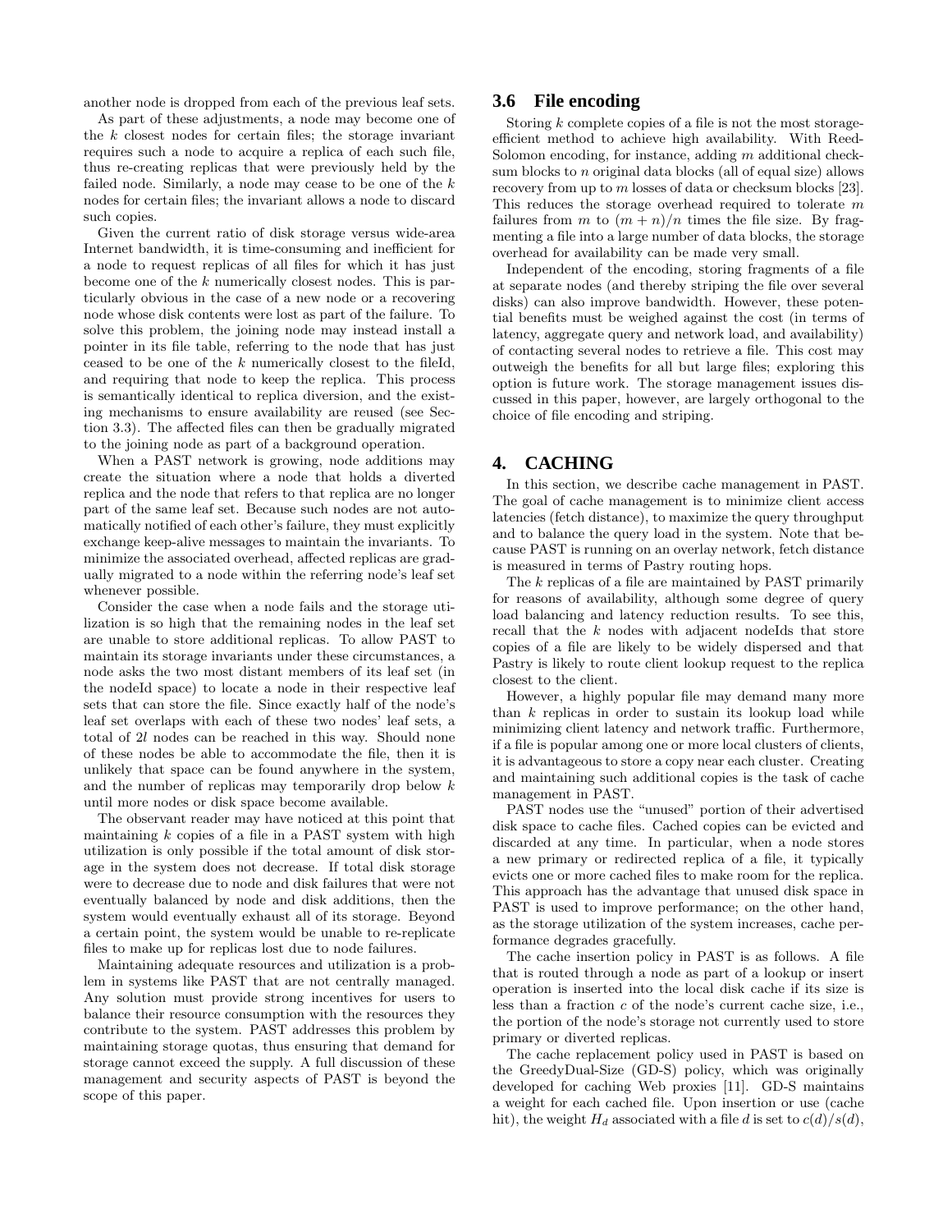another node is dropped from each of the previous leaf sets.

As part of these adjustments, a node may become one of the $k$ closest nodes for certain files; the storage invariant requires such a node to acquire a replica of each such file, thus re-creating replicas that were previously held by the failed node. Similarly, a node may cease to be one of the $k$ nodes for certain files; the invariant allows a node to discard such copies.

Given the current ratio of disk storage versus wide-area Internet bandwidth, it is time-consuming and inefficient for a node to request replicas of all files for which it has just become one of the $k$ numerically closest nodes. This is particularly obvious in the case of a new node or a recovering node whose disk contents were lost as part of the failure. To solve this problem, the joining node may instead install a pointer in its file table, referring to the node that has just ceased to be one of the $k$ numerically closest to the fileId, and requiring that node to keep the replica. This process is semantically identical to replica diversion, and the existing mechanisms to ensure availability are reused (see Section 3.3). The affected files can then be gradually migrated to the joining node as part of a background operation.

When a PAST network is growing, node additions may create the situation where a node that holds a diverted replica and the node that refers to that replica are no longer part of the same leaf set. Because such nodes are not automatically notified of each other's failure, they must explicitly exchange keep-alive messages to maintain the invariants. To minimize the associated overhead, affected replicas are gradually migrated to a node within the referring node's leaf set whenever possible.

Consider the case when a node fails and the storage utilization is so high that the remaining nodes in the leaf set are unable to store additional replicas. To allow PAST to maintain its storage invariants under these circumstances, a node asks the two most distant members of its leaf set (in the nodeId space) to locate a node in their respective leaf sets that can store the file. Since exactly half of the node's leaf set overlaps with each of these two nodes' leaf sets, a total of $2l$ nodes can be reached in this way. Should none of these nodes be able to accommodate the file, then it is unlikely that space can be found anywhere in the system, and the number of replicas may temporarily drop below $k$ until more nodes or disk space become available.

The observant reader may have noticed at this point that maintaining $k$ copies of a file in a PAST system with high utilization is only possible if the total amount of disk storage in the system does not decrease. If total disk storage were to decrease due to node and disk failures that were not eventually balanced by node and disk additions, then the system would eventually exhaust all of its storage. Beyond a certain point, the system would be unable to re-replicate files to make up for replicas lost due to node failures.

Maintaining adequate resources and utilization is a problem in systems like PAST that are not centrally managed. Any solution must provide strong incentives for users to balance their resource consumption with the resources they contribute to the system. PAST addresses this problem by maintaining storage quotas, thus ensuring that demand for storage cannot exceed the supply. A full discussion of these management and security aspects of PAST is beyond the scope of this paper.

### 3.6 File encoding

Storing $k$ complete copies of a file is not the most storage-efficient method to achieve high availability. With Reed-Solomon encoding, for instance, adding $m$ additional checksum blocks to $n$ original data blocks (all of equal size) allows recovery from up to $m$ losses of data or checksum blocks [23]. This reduces the storage overhead required to tolerate $m$ failures from $m$ to $(m + n)/n$ times the file size. By fragmenting a file into a large number of data blocks, the storage overhead for availability can be made very small.

Independent of the encoding, storing fragments of a file at separate nodes (and thereby striping the file over several disks) can also improve bandwidth. However, these potential benefits must be weighed against the cost (in terms of latency, aggregate query and network load, and availability) of contacting several nodes to retrieve a file. This cost may outweigh the benefits for all but large files; exploring this option is future work. The storage management issues discussed in this paper, however, are largely orthogonal to the choice of file encoding and striping.

## 4. CACHING

In this section, we describe cache management in PAST. The goal of cache management is to minimize client access latencies (fetch distance), to maximize the query throughput and to balance the query load in the system. Note that because PAST is running on an overlay network, fetch distance is measured in terms of Pastry routing hops.

The $k$ replicas of a file are maintained by PAST primarily for reasons of availability, although some degree of query load balancing and latency reduction results. To see this, recall that the $k$ nodes with adjacent nodeIds that store copies of a file are likely to be widely dispersed and that Pastry is likely to route client lookup request to the replica closest to the client.

However, a highly popular file may demand many more than $k$ replicas in order to sustain its lookup load while minimizing client latency and network traffic. Furthermore, if a file is popular among one or more local clusters of clients, it is advantageous to store a copy near each cluster. Creating and maintaining such additional copies is the task of cache management in PAST.

PAST nodes use the "unused" portion of their advertised disk space to cache files. Cached copies can be evicted and discarded at any time. In particular, when a node stores a new primary or redirected replica of a file, it typically evicts one or more cached files to make room for the replica. This approach has the advantage that unused disk space in PAST is used to improve performance; on the other hand, as the storage utilization of the system increases, cache performance degrades gracefully.

The cache insertion policy in PAST is as follows. A file that is routed through a node as part of a lookup or insert operation is inserted into the local disk cache if its size is less than a fraction $c$ of the node's current cache size, i.e., the portion of the node's storage not currently used to store primary or diverted replicas.

The cache replacement policy used in PAST is based on the GreedyDual-Size (GD-S) policy, which was originally developed for caching Web proxies [11]. GD-S maintains a weight for each cached file. Upon insertion or use (cache hit), the weight $H_d$ associated with a file $d$ is set to $c(d)/s(d)$,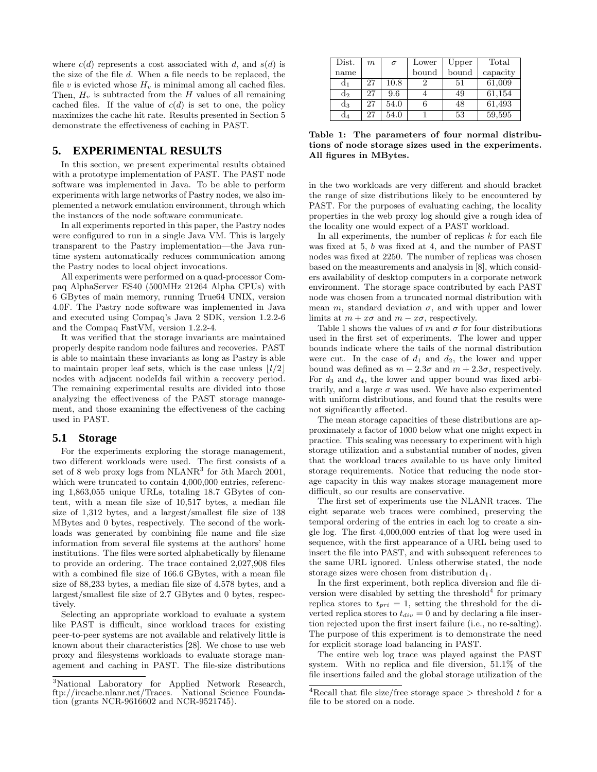where $c(d)$ represents a cost associated with $d$, and $s(d)$ is the size of the file $d$. When a file needs to be replaced, the file $v$ is evicted whose $H_v$ is minimal among all cached files. Then, $H_v$ is subtracted from the $H$ values of all remaining cached files. If the value of $c(d)$ is set to one, the policy maximizes the cache hit rate. Results presented in Section 5 demonstrate the effectiveness of caching in PAST.

## 5. EXPERIMENTAL RESULTS

In this section, we present experimental results obtained with a prototype implementation of PAST. The PAST node software was implemented in Java. To be able to perform experiments with large networks of Pastry nodes, we also implemented a network emulation environment, through which the instances of the node software communicate.

In all experiments reported in this paper, the Pastry nodes were configured to run in a single Java VM. This is largely transparent to the Pastry implementation—the Java runtime system automatically reduces communication among the Pastry nodes to local object invocations.

All experiments were performed on a quad-processor Compaq AlphaServer ES40 (500MHz 21264 Alpha CPUs) with 6 GBytes of main memory, running True64 UNIX, version 4.0F. The Pastry node software was implemented in Java and executed using Compaq's Java 2 SDK, version 1.2.2-6 and the Compaq FastVM, version 1.2.2-4.

It was verified that the storage invariants are maintained properly despite random node failures and recoveries. PAST is able to maintain these invariants as long as Pastry is able to maintain proper leaf sets, which is the case unless $\lfloor l/2 \rfloor$ nodes with adjacent nodeIds fail within a recovery period. The remaining experimental results are divided into those analyzing the effectiveness of the PAST storage management, and those examining the effectiveness of the caching used in PAST.

### 5.1 Storage

For the experiments exploring the storage management, two different workloads were used. The first consists of a set of 8 web proxy logs from NLANR[3] for 5th March 2001, which were truncated to contain 4,000,000 entries, referencing 1,863,055 unique URLs, totaling 18.7 GBytes of content, with a mean file size of 10,517 bytes, a median file size of 1,312 bytes, and a largest/smallest file size of 138 MBytes and 0 bytes, respectively. The second of the workloads was generated by combining file name and file size information from several file systems at the authors' home institutions. The files were sorted alphabetically by filename to provide an ordering. The trace contained 2,027,908 files with a combined file size of 166.6 GBytes, with a mean file size of 88,233 bytes, a median file size of 4,578 bytes, and a largest/smallest file size of 2.7 GBytes and 0 bytes, respectively.

Selecting an appropriate workload to evaluate a system like PAST is difficult, since workload traces for existing peer-to-peer systems are not available and relatively little is known about their characteristics [28]. We chose to use web proxy and filesystems workloads to evaluate storage management and caching in PAST. The file-size distributions in the two workloads are very different and should bracket the range of size distributions likely to be encountered by PAST. For the purposes of evaluating caching, the locality properties in the web proxy log should give a rough idea of the locality one would expect of a PAST workload.

| Dist. name | $m$ | $\sigma$ | Lower bound | Upper bound | Total capacity |
|---|---|---|---|---|---|
| $d_1$ | 27 | 10.8 | 2 | 51 | 61,009 |
| $d_2$ | 27 | 9.6 | 4 | 49 | 61,154 |
| $d_3$ | 27 | 54.0 | 6 | 48 | 61,493 |
| $d_4$ | 27 | 54.0 | 1 | 53 | 59,595 |

**Table 1: The parameters of four normal distributions of node storage sizes used in the experiments. All figures in MBytes.**

In all experiments, the number of replicas $k$ for each file was fixed at 5, $b$ was fixed at 4, and the number of PAST nodes was fixed at 2250. The number of replicas was chosen based on the measurements and analysis in [8], which considers availability of desktop computers in a corporate network environment. The storage space contributed by each PAST node was chosen from a truncated normal distribution with mean $m$, standard deviation $\sigma$, and with upper and lower limits at $m + x\sigma$ and $m - x\sigma$, respectively.

Table 1 shows the values of $m$ and $\sigma$ for four distributions used in the first set of experiments. The lower and upper bounds indicate where the tails of the normal distribution were cut. In the case of $d_1$ and $d_2$, the lower and upper bound was defined as $m - 2.3\sigma$ and $m + 2.3\sigma$, respectively. For $d_3$ and $d_4$, the lower and upper bound was fixed arbitrarily, and a large $\sigma$ was used. We have also experimented with uniform distributions, and found that the results were not significantly affected.

The mean storage capacities of these distributions are approximately a factor of 1000 below what one might expect in practice. This scaling was necessary to experiment with high storage utilization and a substantial number of nodes, given that the workload traces available to us have only limited storage requirements. Notice that reducing the node storage capacity in this way makes storage management more difficult, so our results are conservative.

The first set of experiments use the NLANR traces. The eight separate web traces were combined, preserving the temporal ordering of the entries in each log to create a single log. The first 4,000,000 entries of that log were used in sequence, with the first appearance of a URL being used to insert the file into PAST, and with subsequent references to the same URL ignored. Unless otherwise stated, the node storage sizes were chosen from distribution $d_1$.

In the first experiment, both replica diversion and file diversion were disabled by setting the threshold[4] for primary replica stores to $t_{pri} = 1$, setting the threshold for the diverted replica stores to $t_{div} = 0$ and by declaring a file insertion rejected upon the first insert failure (i.e., no re-salting). The purpose of this experiment is to demonstrate the need for explicit storage load balancing in PAST.

The entire web log trace was played against the PAST system. With no replica and file diversion, 51.1% of the file insertions failed and the global storage utilization of the

[3] National Laboratory for Applied Network Research, ftp://ircache.nlanr.net/Traces. National Science Foundation (grants NCR-9616602 and NCR-9521745).

[4] Recall that file size/free storage space > threshold $t$ for a file to be stored on a node.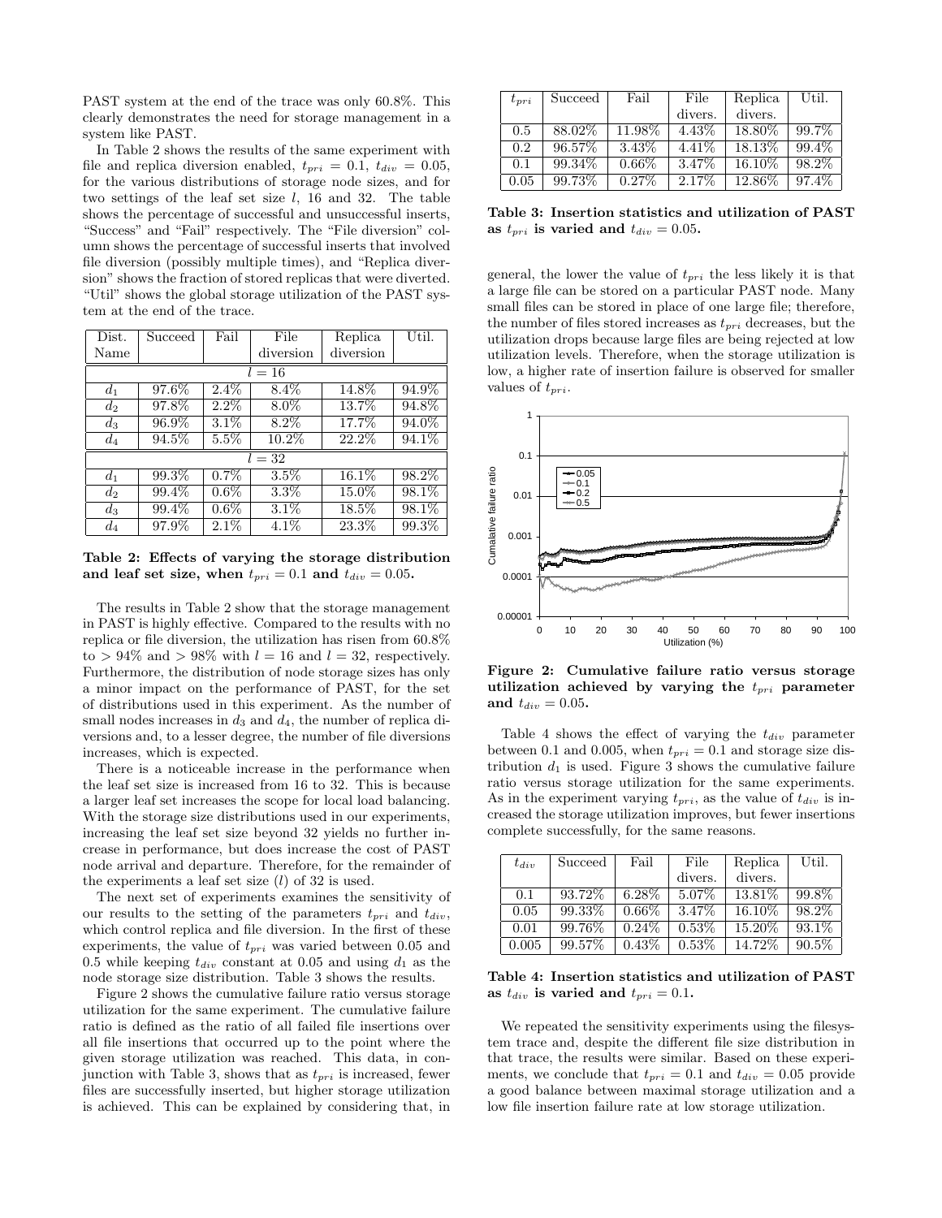PAST system at the end of the trace was only 60.8%. This clearly demonstrates the need for storage management in a system like PAST.

In Table 2 shows the results of the same experiment with file and replica diversion enabled, $t_{pri} = 0.1$, $t_{div} = 0.05$, for the various distributions of storage node sizes, and for two settings of the leaf set size $l$, 16 and 32. The table shows the percentage of successful and unsuccessful inserts, "Success" and "Fail" respectively. The "File diversion" column shows the percentage of successful inserts that involved file diversion (possibly multiple times), and "Replica diversion" shows the fraction of stored replicas that were diverted. "Util" shows the global storage utilization of the PAST system at the end of the trace.

| Dist. Name | Succeed | Fail | File diversion | Replica diversion | Util. |
|---|---|---|---|---|---|
| $l = 16$ | | | | | |
| $d_1$ | 97.6% | 2.4% | 8.4% | 14.8% | 94.9% |
| $d_2$ | 97.8% | 2.2% | 8.0% | 13.7% | 94.8% |
| $d_3$ | 96.9% | 3.1% | 8.2% | 17.7% | 94.0% |
| $d_4$ | 94.5% | 5.5% | 10.2% | 22.2% | 94.1% |
| $l = 32$ | | | | | |
| $d_1$ | 99.3% | 0.7% | 3.5% | 16.1% | 98.2% |
| $d_2$ | 99.4% | 0.6% | 3.3% | 15.0% | 98.1% |
| $d_3$ | 99.4% | 0.6% | 3.1% | 18.5% | 98.1% |
| $d_4$ | 97.9% | 2.1% | 4.1% | 23.3% | 99.3% |

**Table 2: Effects of varying the storage distribution and leaf set size, when $t_{pri} = 0.1$ and $t_{div} = 0.05$.**

The results in Table 2 show that the storage management in PAST is highly effective. Compared to the results with no replica or file diversion, the utilization has risen from 60.8% to > 94% and > 98% with $l = 16$ and $l = 32$, respectively. Furthermore, the distribution of node storage sizes has only a minor impact on the performance of PAST, for the set of distributions used in this experiment. As the number of small nodes increases in $d_3$ and $d_4$, the number of replica diversions and, to a lesser degree, the number of file diversions increases, which is expected.

There is a noticeable increase in the performance when the leaf set size is increased from 16 to 32. This is because a larger leaf set increases the scope for local load balancing. With the storage size distributions used in our experiments, increasing the leaf set size beyond 32 yields no further increase in performance, but does increase the cost of PAST node arrival and departure. Therefore, for the remainder of the experiments a leaf set size ($l$) of 32 is used.

The next set of experiments examines the sensitivity of our results to the setting of the parameters $t_{pri}$ and $t_{div}$, which control replica and file diversion. In the first of these experiments, the value of $t_{pri}$ was varied between 0.05 and 0.5 while keeping $t_{div}$ constant at 0.05 and using $d_1$ as the node storage size distribution. Table 3 shows the results.

Figure 2 shows the cumulative failure ratio versus storage utilization for the same experiment. The cumulative failure ratio is defined as the ratio of all failed file insertions over all file insertions that occurred up to the point where the given storage utilization was reached. This data, in conjunction with Table 3, shows that as $t_{pri}$ is increased, fewer files are successfully inserted, but higher storage utilization is achieved. This can be explained by considering that, in general, the lower the value of $t_{pri}$ the less likely it is that a large file can be stored on a particular PAST node. Many small files can be stored in place of one large file; therefore, the number of files stored increases as $t_{pri}$ decreases, but the utilization drops because large files are being rejected at low utilization levels. Therefore, when the storage utilization is low, a higher rate of insertion failure is observed for smaller values of $t_{pri}$.

| $t_{pri}$ | Succeed | Fail | File divers. | Replica divers. | Util. |
|---|---|---|---|---|---|
| 0.5 | 88.02% | 11.98% | 4.43% | 18.80% | 99.7% |
| 0.2 | 96.57% | 3.43% | 4.41% | 18.13% | 99.4% |
| 0.1 | 99.34% | 0.66% | 3.47% | 16.10% | 98.2% |
| 0.05 | 99.73% | 0.27% | 2.17% | 12.86% | 97.4% |

**Table 3: Insertion statistics and utilization of PAST as $t_{pri}$ is varied and $t_{div} = 0.05$.**

**Figure 2: Cumulative failure ratio versus storage utilization achieved by varying the $t_{pri}$ parameter and $t_{div} = 0.05$.**

Table 4 shows the effect of varying the $t_{div}$ parameter between 0.1 and 0.005, when $t_{pri} = 0.1$ and storage size distribution $d_1$ is used. Figure 3 shows the cumulative failure ratio versus storage utilization for the same experiments. As in the experiment varying $t_{pri}$, as the value of $t_{div}$ is increased the storage utilization improves, but fewer insertions complete successfully, for the same reasons.

| $t_{div}$ | Succeed | Fail | File divers. | Replica divers. | Util. |
|---|---|---|---|---|---|
| 0.1 | 93.72% | 6.28% | 5.07% | 13.81% | 99.8% |
| 0.05 | 99.33% | 0.66% | 3.47% | 16.10% | 98.2% |
| 0.01 | 99.76% | 0.24% | 0.53% | 15.20% | 93.1% |
| 0.005 | 99.57% | 0.43% | 0.53% | 14.72% | 90.5% |

**Table 4: Insertion statistics and utilization of PAST as $t_{div}$ is varied and $t_{pri} = 0.1$.**

We repeated the sensitivity experiments using the filesystem trace and, despite the different file size distribution in that trace, the results were similar. Based on these experiments, we conclude that $t_{pri} = 0.1$ and $t_{div} = 0.05$ provide a good balance between maximal storage utilization and a low file insertion failure rate at low storage utilization.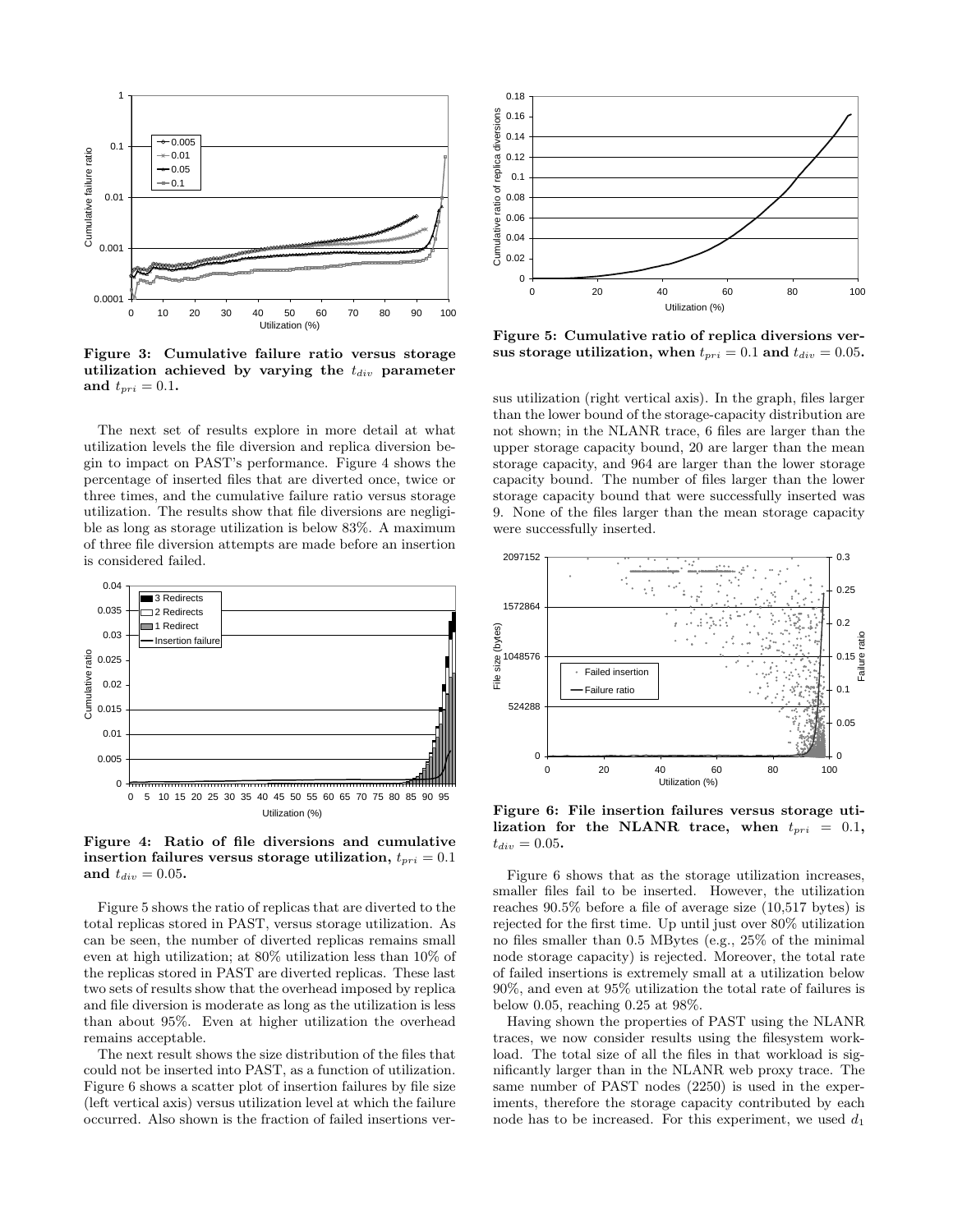**Figure 3: Cumulative failure ratio versus storage utilization achieved by varying the $t_{div}$ parameter and $t_{pri} = 0.1$.**

The next set of results explore in more detail at what utilization levels the file diversion and replica diversion begin to impact on PAST's performance. Figure 4 shows the percentage of inserted files that are diverted once, twice or three times, and the cumulative failure ratio versus storage utilization. The results show that file diversions are negligible as long as storage utilization is below 83%. A maximum of three file diversion attempts are made before an insertion is considered failed.

**Figure 4: Ratio of file diversions and cumulative insertion failures versus storage utilization, $t_{pri} = 0.1$ and $t_{div} = 0.05$.**

Figure 5 shows the ratio of replicas that are diverted to the total replicas stored in PAST, versus storage utilization. As can be seen, the number of diverted replicas remains small even at high utilization; at 80% utilization less than 10% of the replicas stored in PAST are diverted replicas. These last two sets of results show that the overhead imposed by replica and file diversion is moderate as long as the utilization is less than about 95%. Even at higher utilization the overhead remains acceptable.

The next result shows the size distribution of the files that could not be inserted into PAST, as a function of utilization. Figure 6 shows a scatter plot of insertion failures by file size (left vertical axis) versus utilization level at which the failure occurred. Also shown is the fraction of failed insertions versus utilization (right vertical axis). In the graph, files larger than the lower bound of the storage-capacity distribution are not shown; in the NLANR trace, 6 files are larger than the upper storage capacity bound, 20 are larger than the mean storage capacity, and 964 are larger than the lower storage capacity bound. The number of files larger than the lower storage capacity bound that were successfully inserted was 9. None of the files larger than the mean storage capacity were successfully inserted.

**Figure 5: Cumulative ratio of replica diversions versus storage utilization, when $t_{pri} = 0.1$ and $t_{div} = 0.05$.**

**Figure 6: File insertion failures versus storage utilization for the NLANR trace, when $t_{pri} = 0.1$, $t_{div} = 0.05$.**

Figure 6 shows that as the storage utilization increases, smaller files fail to be inserted. However, the utilization reaches 90.5% before a file of average size (10,517 bytes) is rejected for the first time. Up until just over 80% utilization no files smaller than 0.5 MBytes (e.g., 25% of the minimal node storage capacity) is rejected. Moreover, the total rate of failed insertions is extremely small at a utilization below 90%, and even at 95% utilization the total rate of failures is below 0.05, reaching 0.25 at 98%.

Having shown the properties of PAST using the NLANR traces, we now consider results using the filesystem workload. The total size of all the files in that workload is significantly larger than in the NLANR web proxy trace. The same number of PAST nodes (2250) is used in the experiments, therefore the storage capacity contributed by each node has to be increased. For this experiment, we used $d_1$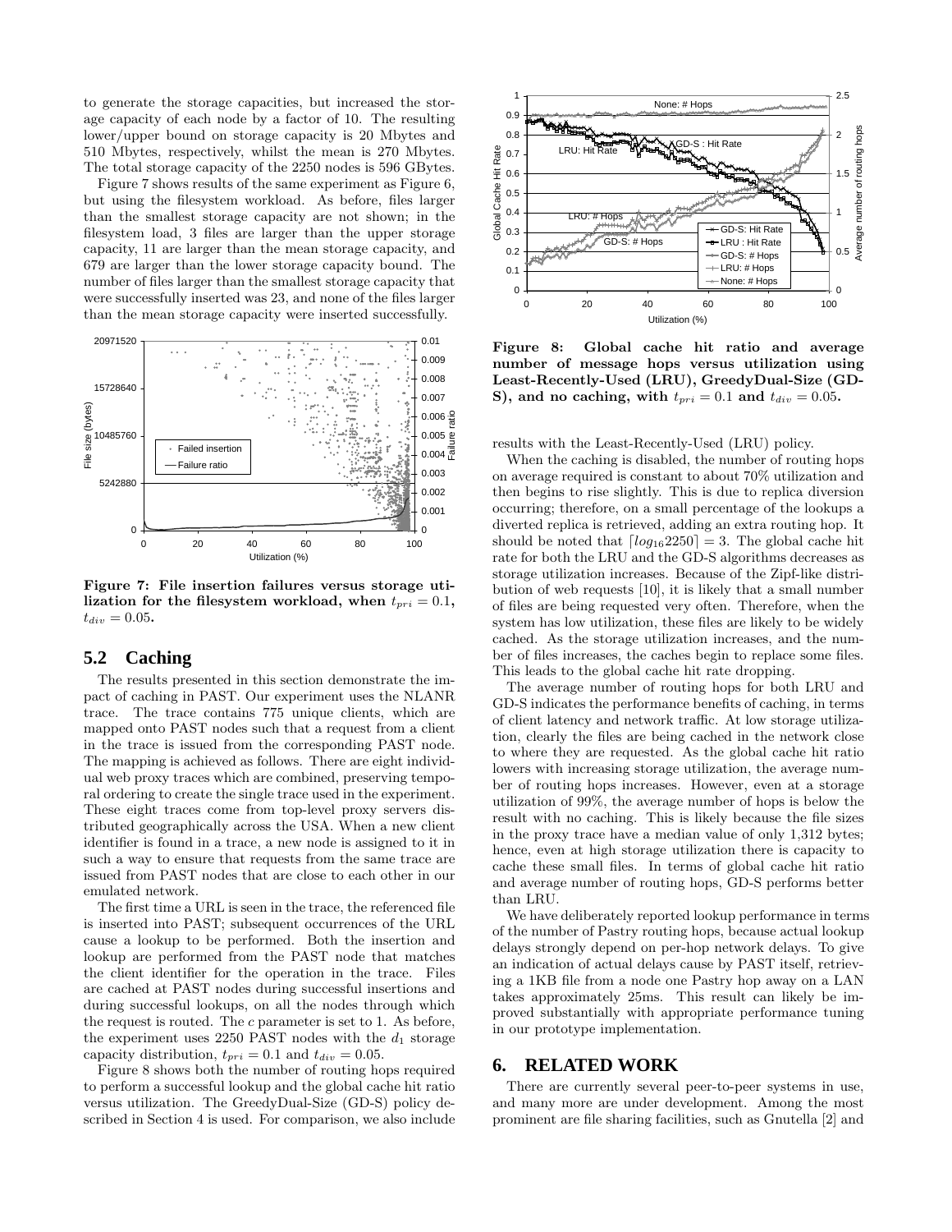to generate the storage capacities, but increased the storage capacity of each node by a factor of 10. The resulting lower/upper bound on storage capacity is 20 Mbytes and 510 Mbytes, respectively, whilst the mean is 270 Mbytes. The total storage capacity of the 2250 nodes is 596 GBytes.

Figure 7 shows results of the same experiment as Figure 6, but using the filesystem workload. As before, files larger than the smallest storage capacity are not shown; in the filesystem load, 3 files are larger than the upper storage capacity, 11 are larger than the mean storage capacity, and 679 are larger than the lower storage capacity bound. The number of files larger than the smallest storage capacity that were successfully inserted was 23, and none of the files larger than the mean storage capacity were inserted successfully.

**Figure 7: File insertion failures versus storage utilization for the filesystem workload, when $t_{pri} = 0.1$, $t_{div} = 0.05$.**

## 5.2 Caching

The results presented in this section demonstrate the impact of caching in PAST. Our experiment uses the NLANR trace. The trace contains 775 unique clients, which are mapped onto PAST nodes such that a request from a client in the trace is issued from the corresponding PAST node. The mapping is achieved as follows. There are eight individual web proxy traces which are combined, preserving temporal ordering to create the single trace used in the experiment. These eight traces come from top-level proxy servers distributed geographically across the USA. When a new client identifier is found in a trace, a new node is assigned to it in such a way to ensure that requests from the same trace are issued from PAST nodes that are close to each other in our emulated network.

The first time a URL is seen in the trace, the referenced file is inserted into PAST; subsequent occurrences of the URL cause a lookup to be performed. Both the insertion and lookup are performed from the PAST node that matches the client identifier for the operation in the trace. Files are cached at PAST nodes during successful insertions and during successful lookups, on all the nodes through which the request is routed. The $c$ parameter is set to 1. As before, the experiment uses 2250 PAST nodes with the $d_1$ storage capacity distribution, $t_{pri} = 0.1$ and $t_{div} = 0.05$.

Figure 8 shows both the number of routing hops required to perform a successful lookup and the global cache hit ratio versus utilization. The GreedyDual-Size (GD-S) policy described in Section 4 is used. For comparison, we also include

**Figure 8: Global cache hit ratio and average number of message hops versus utilization using Least-Recently-Used (LRU), GreedyDual-Size (GD-S), and no caching, with $t_{pri} = 0.1$ and $t_{div} = 0.05$.**

results with the Least-Recently-Used (LRU) policy.

When the caching is disabled, the number of routing hops on average required is constant to about 70% utilization and then begins to rise slightly. This is due to replica diversion occurring; therefore, on a small percentage of the lookups a diverted replica is retrieved, adding an extra routing hop. It should be noted that $\lceil log_{16} 2250 \rceil = 3$. The global cache hit rate for both the LRU and the GD-S algorithms decreases as storage utilization increases. Because of the Zipf-like distribution of web requests [10], it is likely that a small number of files are being requested very often. Therefore, when the system has low utilization, these files are likely to be widely cached. As the storage utilization increases, and the number of files increases, the caches begin to replace some files. This leads to the global cache hit rate dropping.

The average number of routing hops for both LRU and GD-S indicates the performance benefits of caching, in terms of client latency and network traffic. At low storage utilization, clearly the files are being cached in the network close to where they are requested. As the global cache hit ratio lowers with increasing storage utilization, the average number of routing hops increases. However, even at a storage utilization of 99%, the average number of hops is below the result with no caching. This is likely because the file sizes in the proxy trace have a median value of only 1,312 bytes; hence, even at high storage utilization there is capacity to cache these small files. In terms of global cache hit ratio and average number of routing hops, GD-S performs better than LRU.

We have deliberately reported lookup performance in terms of the number of Pastry routing hops, because actual lookup delays strongly depend on per-hop network delays. To give an indication of actual delays cause by PAST itself, retrieving a 1KB file from a node one Pastry hop away on a LAN takes approximately 25ms. This result can likely be improved substantially with appropriate performance tuning in our prototype implementation.

# 6. RELATED WORK

There are currently several peer-to-peer systems in use, and many more are under development. Among the most prominent are file sharing facilities, such as Gnutella [2] and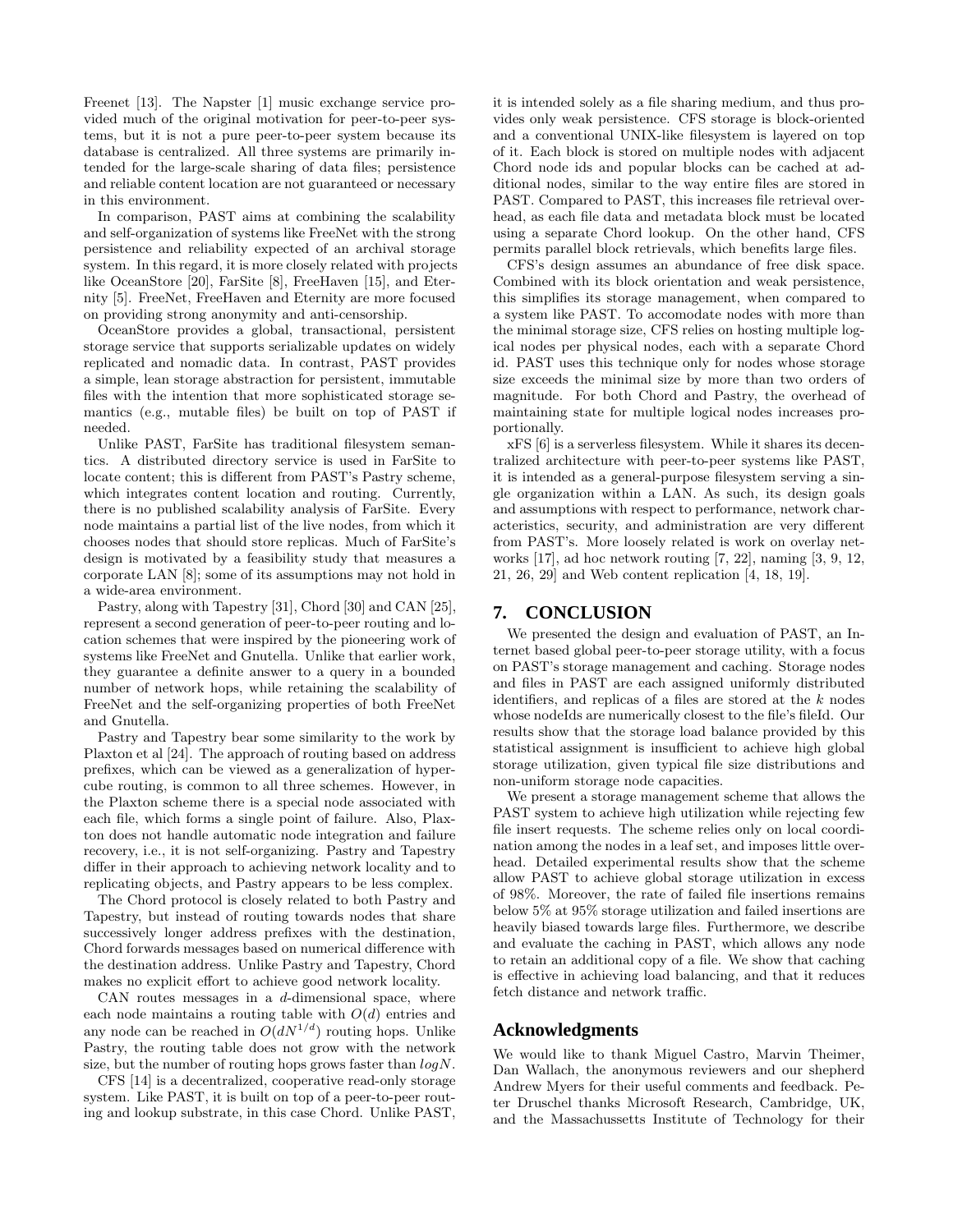Freenet [13]. The Napster [1] music exchange service provided much of the original motivation for peer-to-peer systems, but it is not a pure peer-to-peer system because its database is centralized. All three systems are primarily intended for the large-scale sharing of data files; persistence and reliable content location are not guaranteed or necessary in this environment.

In comparison, PAST aims at combining the scalability and self-organization of systems like FreeNet with the strong persistence and reliability expected of an archival storage system. In this regard, it is more closely related with projects like OceanStore [20], FarSite [8], FreeHaven [15], and Eternity [5]. FreeNet, FreeHaven and Eternity are more focused on providing strong anonymity and anti-censorship.

OceanStore provides a global, transactional, persistent storage service that supports serializable updates on widely replicated and nomadic data. In contrast, PAST provides a simple, lean storage abstraction for persistent, immutable files with the intention that more sophisticated storage semantics (e.g., mutable files) be built on top of PAST if needed.

Unlike PAST, FarSite has traditional filesystem semantics. A distributed directory service is used in FarSite to locate content; this is different from PAST's Pastry scheme, which integrates content location and routing. Currently, there is no published scalability analysis of FarSite. Every node maintains a partial list of the live nodes, from which it chooses nodes that should store replicas. Much of FarSite's design is motivated by a feasibility study that measures a corporate LAN [8]; some of its assumptions may not hold in a wide-area environment.

Pastry, along with Tapestry [31], Chord [30] and CAN [25], represent a second generation of peer-to-peer routing and location schemes that were inspired by the pioneering work of systems like FreeNet and Gnutella. Unlike that earlier work, they guarantee a definite answer to a query in a bounded number of network hops, while retaining the scalability of FreeNet and the self-organizing properties of both FreeNet and Gnutella.

Pastry and Tapestry bear some similarity to the work by Plaxton et al [24]. The approach of routing based on address prefixes, which can be viewed as a generalization of hypercube routing, is common to all three schemes. However, in the Plaxton scheme there is a special node associated with each file, which forms a single point of failure. Also, Plaxton does not handle automatic node integration and failure recovery, i.e., it is not self-organizing. Pastry and Tapestry differ in their approach to achieving network locality and to replicating objects, and Pastry appears to be less complex.

The Chord protocol is closely related to both Pastry and Tapestry, but instead of routing towards nodes that share successively longer address prefixes with the destination, Chord forwards messages based on numerical difference with the destination address. Unlike Pastry and Tapestry, Chord makes no explicit effort to achieve good network locality.

CAN routes messages in a $d$-dimensional space, where each node maintains a routing table with $O(d)$ entries and any node can be reached in $O(dN^{1/d})$ routing hops. Unlike Pastry, the routing table does not grow with the network size, but the number of routing hops grows faster than $logN$.

CFS [14] is a decentralized, cooperative read-only storage system. Like PAST, it is built on top of a peer-to-peer routing and lookup substrate, in this case Chord. Unlike PAST, it is intended solely as a file sharing medium, and thus provides only weak persistence. CFS storage is block-oriented and a conventional UNIX-like filesystem is layered on top of it. Each block is stored on multiple nodes with adjacent Chord node ids and popular blocks can be cached at additional nodes, similar to the way entire files are stored in PAST. Compared to PAST, this increases file retrieval overhead, as each file data and metadata block must be located using a separate Chord lookup. On the other hand, CFS permits parallel block retrievals, which benefits large files.

CFS's design assumes an abundance of free disk space. Combined with its block orientation and weak persistence, this simplifies its storage management, when compared to a system like PAST. To accomodate nodes with more than the minimal storage size, CFS relies on hosting multiple logical nodes per physical nodes, each with a separate Chord id. PAST uses this technique only for nodes whose storage size exceeds the minimal size by more than two orders of magnitude. For both Chord and Pastry, the overhead of maintaining state for multiple logical nodes increases proportionally.

xFS [6] is a serverless filesystem. While it shares its decentralized architecture with peer-to-peer systems like PAST, it is intended as a general-purpose filesystem serving a single organization within a LAN. As such, its design goals and assumptions with respect to performance, network characteristics, security, and administration are very different from PAST's. More loosely related is work on overlay networks [17], ad hoc network routing [7, 22], naming [3, 9, 12, 21, 26, 29] and Web content replication [4, 18, 19].

## 7. CONCLUSION

We presented the design and evaluation of PAST, an Internet based global peer-to-peer storage utility, with a focus on PAST's storage management and caching. Storage nodes and files in PAST are each assigned uniformly distributed identifiers, and replicas of a files are stored at the $k$ nodes whose nodeIds are numerically closest to the file's fileId. Our results show that the storage load balance provided by this statistical assignment is insufficient to achieve high global storage utilization, given typical file size distributions and non-uniform storage node capacities.

We present a storage management scheme that allows the PAST system to achieve high utilization while rejecting few file insert requests. The scheme relies only on local coordination among the nodes in a leaf set, and imposes little overhead. Detailed experimental results show that the scheme allow PAST to achieve global storage utilization in excess of 98%. Moreover, the rate of failed file insertions remains below 5% at 95% storage utilization and failed insertions are heavily biased towards large files. Furthermore, we describe and evaluate the caching in PAST, which allows any node to retain an additional copy of a file. We show that caching is effective in achieving load balancing, and that it reduces fetch distance and network traffic.

## Acknowledgments

We would like to thank Miguel Castro, Marvin Theimer, Dan Wallach, the anonymous reviewers and our shepherd Andrew Myers for their useful comments and feedback. Peter Druschel thanks Microsoft Research, Cambridge, UK, and the Massachussetts Institute of Technology for their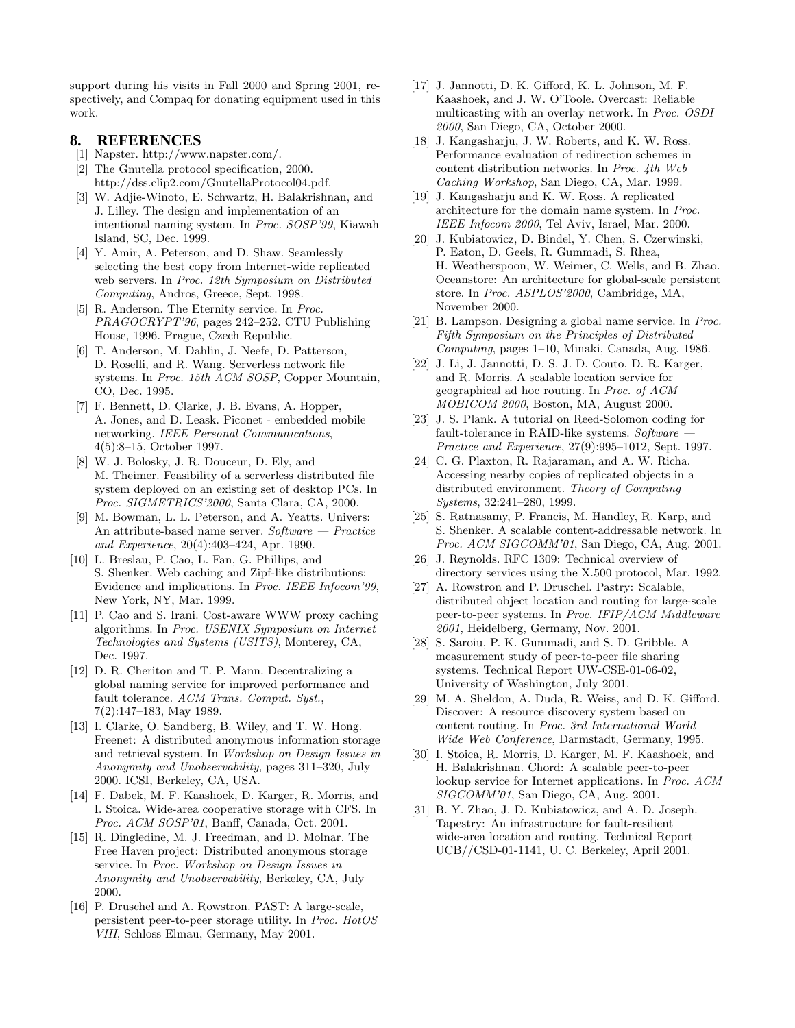support during his visits in Fall 2000 and Spring 2001, respectively, and Compaq for donating equipment used in this work.

## 8. REFERENCES

[1] Napster. http://www.napster.com/.

[2] The Gnutella protocol specification, 2000. http://dss.clip2.com/GnutellaProtocol04.pdf.

[3] W. Adjie-Winoto, E. Schwartz, H. Balakrishnan, and J. Lilley. The design and implementation of an intentional naming system. In *Proc. SOSP'99*, Kiawah Island, SC, Dec. 1999.

[4] Y. Amir, A. Peterson, and D. Shaw. Seamlessly selecting the best copy from Internet-wide replicated web servers. In *Proc. 12th Symposium on Distributed Computing*, Andros, Greece, Sept. 1998.

[5] R. Anderson. The Eternity service. In *Proc. PRAGOCRYPT'96*, pages 242–252. CTU Publishing House, 1996. Prague, Czech Republic.

[6] T. Anderson, M. Dahlin, J. Neefe, D. Patterson, D. Roselli, and R. Wang. Serverless network file systems. In *Proc. 15th ACM SOSP*, Copper Mountain, CO, Dec. 1995.

[7] F. Bennett, D. Clarke, J. B. Evans, A. Hopper, A. Jones, and D. Leask. Piconet - embedded mobile networking. *IEEE Personal Communications*, 4(5):8–15, October 1997.

[8] W. J. Bolosky, J. R. Douceur, D. Ely, and M. Theimer. Feasibility of a serverless distributed file system deployed on an existing set of desktop PCs. In *Proc. SIGMETRICS'2000*, Santa Clara, CA, 2000.

[9] M. Bowman, L. L. Peterson, and A. Yeatts. Univers: An attribute-based name server. *Software — Practice and Experience*, 20(4):403–424, Apr. 1990.

[10] L. Breslau, P. Cao, L. Fan, G. Phillips, and S. Shenker. Web caching and Zipf-like distributions: Evidence and implications. In *Proc. IEEE Infocom'99*, New York, NY, Mar. 1999.

[11] P. Cao and S. Irani. Cost-aware WWW proxy caching algorithms. In *Proc. USENIX Symposium on Internet Technologies and Systems (USITS)*, Monterey, CA, Dec. 1997.

[12] D. R. Cheriton and T. P. Mann. Decentralizing a global naming service for improved performance and fault tolerance. *ACM Trans. Comput. Syst.*, 7(2):147–183, May 1989.

[13] I. Clarke, O. Sandberg, B. Wiley, and T. W. Hong. Freenet: A distributed anonymous information storage and retrieval system. In *Workshop on Design Issues in Anonymity and Unobservability*, pages 311–320, July 2000. ICSI, Berkeley, CA, USA.

[14] F. Dabek, M. F. Kaashoek, D. Karger, R. Morris, and I. Stoica. Wide-area cooperative storage with CFS. In *Proc. ACM SOSP'01*, Banff, Canada, Oct. 2001.

[15] R. Dingledine, M. J. Freedman, and D. Molnar. The Free Haven project: Distributed anonymous storage service. In *Proc. Workshop on Design Issues in Anonymity and Unobservability*, Berkeley, CA, July 2000.

[16] P. Druschel and A. Rowstron. PAST: A large-scale, persistent peer-to-peer storage utility. In *Proc. HotOS VIII*, Schloss Elmau, Germany, May 2001.

[17] J. Jannotti, D. K. Gifford, K. L. Johnson, M. F. Kaashoek, and J. W. O'Toole. Overcast: Reliable multicasting with an overlay network. In *Proc. OSDI 2000*, San Diego, CA, October 2000.

[18] J. Kangasharju, J. W. Roberts, and K. W. Ross. Performance evaluation of redirection schemes in content distribution networks. In *Proc. 4th Web Caching Workshop*, San Diego, CA, Mar. 1999.

[19] J. Kangasharju and K. W. Ross. A replicated architecture for the domain name system. In *Proc. IEEE Infocom 2000*, Tel Aviv, Israel, Mar. 2000.

[20] J. Kubiatowicz, D. Bindel, Y. Chen, S. Czerwinski, P. Eaton, D. Geels, R. Gummadi, S. Rhea, H. Weatherspoon, W. Weimer, C. Wells, and B. Zhao. Oceanstore: An architecture for global-scale persistent store. In *Proc. ASPLOS'2000*, Cambridge, MA, November 2000.

[21] B. Lampson. Designing a global name service. In *Proc. Fifth Symposium on the Principles of Distributed Computing*, pages 1–10, Minaki, Canada, Aug. 1986.

[22] J. Li, J. Jannotti, D. S. J. D. Couto, D. R. Karger, and R. Morris. A scalable location service for geographical ad hoc routing. In *Proc. of ACM MOBICOM 2000*, Boston, MA, August 2000.

[23] J. S. Plank. A tutorial on Reed-Solomon coding for fault-tolerance in RAID-like systems. *Software — Practice and Experience*, 27(9):995–1012, Sept. 1997.

[24] C. G. Plaxton, R. Rajaraman, and A. W. Richa. Accessing nearby copies of replicated objects in a distributed environment. *Theory of Computing Systems*, 32:241–280, 1999.

[25] S. Ratnasamy, P. Francis, M. Handley, R. Karp, and S. Shenker. A scalable content-addressable network. In *Proc. ACM SIGCOMM'01*, San Diego, CA, Aug. 2001.

[26] J. Reynolds. RFC 1309: Technical overview of directory services using the X.500 protocol, Mar. 1992.

[27] A. Rowstron and P. Druschel. Pastry: Scalable, distributed object location and routing for large-scale peer-to-peer systems. In *Proc. IFIP/ACM Middleware 2001*, Heidelberg, Germany, Nov. 2001.

[28] S. Saroiu, P. K. Gummadi, and S. D. Gribble. A measurement study of peer-to-peer file sharing systems. Technical Report UW-CSE-01-06-02, University of Washington, July 2001.

[29] M. A. Sheldon, A. Duda, R. Weiss, and D. K. Gifford. Discover: A resource discovery system based on content routing. In *Proc. 3rd International World Wide Web Conference*, Darmstadt, Germany, 1995.

[30] I. Stoica, R. Morris, D. Karger, M. F. Kaashoek, and H. Balakrishnan. Chord: A scalable peer-to-peer lookup service for Internet applications. In *Proc. ACM SIGCOMM'01*, San Diego, CA, Aug. 2001.

[31] B. Y. Zhao, J. D. Kubiatowicz, and A. D. Joseph. Tapestry: An infrastructure for fault-resilient wide-area location and routing. Technical Report UCB//CSD-01-1141, U. C. Berkeley, April 2001.